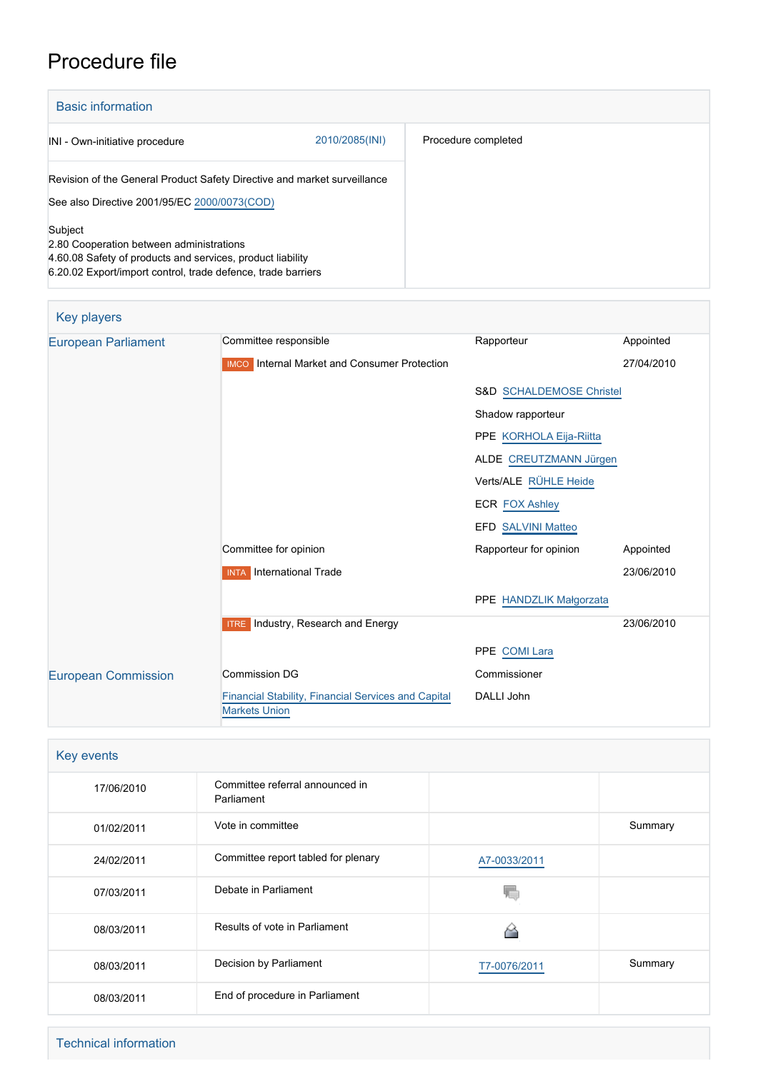# Procedure file

## Basic information

| | |
|---|---|
| INI - Own-initiative procedure 2010/2085(INI) | Procedure completed |
| Revision of the General Product Safety Directive and market surveillance<br>See also Directive 2001/95/EC 2000/0073(COD)<br><br>Subject<br>2.80 Cooperation between administrations<br>4.60.08 Safety of products and services, product liability<br>6.20.02 Export/import control, trade defence, trade barriers | |

## Key players

| | | | |
|---|---|---|---|
| European Parliament | Committee responsible | Rapporteur | Appointed |
| | IMCO Internal Market and Consumer Protection | | 27/04/2010 |
| | | S&D SCHALDEMOSE Christel | |
| | | Shadow rapporteur | |
| | | PPE KORHOLA Eija-Riitta | |
| | | ALDE CREUTZMANN Jürgen | |
| | | Verts/ALE RÜHLE Heide | |
| | | ECR FOX Ashley | |
| | | EFD SALVINI Matteo | |
| | Committee for opinion | Rapporteur for opinion | Appointed |
| | INTA International Trade | | 23/06/2010 |
| | | PPE HANDZLIK Małgorzata | |
| | ITRE Industry, Research and Energy | | 23/06/2010 |
| | | PPE COMI Lara | |
| European Commission | Commission DG | Commissioner | |
| | Financial Stability, Financial Services and Capital Markets Union | DALLI John | |

## Key events

| | | | |
|---|---|---|---|
| 17/06/2010 | Committee referral announced in Parliament | | |
| 01/02/2011 | Vote in committee | | Summary |
| 24/02/2011 | Committee report tabled for plenary | A7-0033/2011 | |
| 07/03/2011 | Debate in Parliament | | |
| 08/03/2011 | Results of vote in Parliament | | |
| 08/03/2011 | Decision by Parliament | T7-0076/2011 | Summary |
| 08/03/2011 | End of procedure in Parliament | | |

## Technical information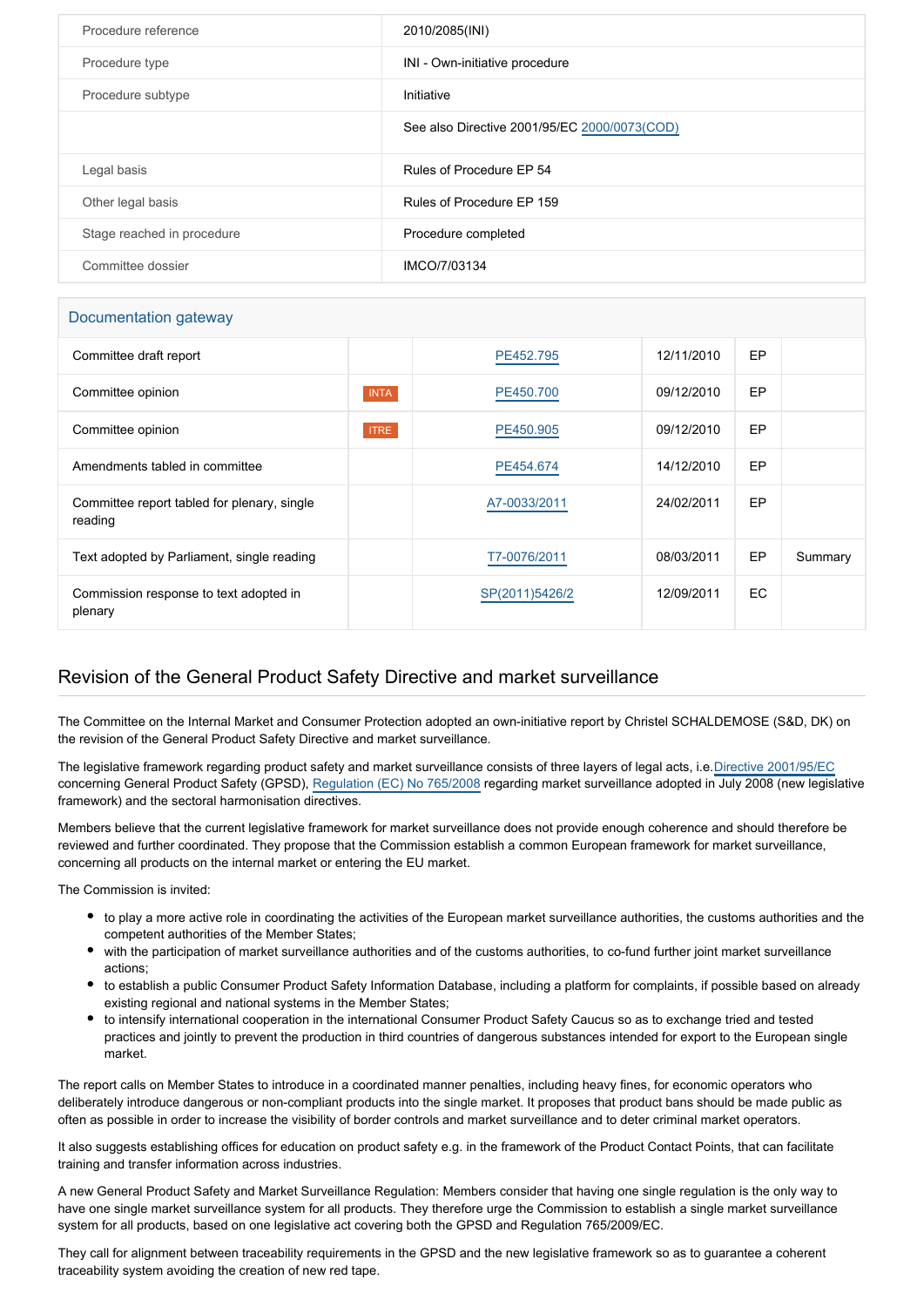| Procedure reference | 2010/2085(INI) |
| --- | --- |
| Procedure type | INI - Own-initiative procedure |
| Procedure subtype | Initiative |
| | See also Directive 2001/95/EC 2000/0073(COD) |
| Legal basis | Rules of Procedure EP 54 |
| Other legal basis | Rules of Procedure EP 159 |
| Stage reached in procedure | Procedure completed |
| Committee dossier | IMCO/7/03134 |

## Documentation gateway

| | | | | | |
| --- | --- | --- | --- | --- | --- |
| Committee draft report | | PE452.795 | 12/11/2010 | EP | |
| Committee opinion | INTA | PE450.700 | 09/12/2010 | EP | |
| Committee opinion | ITRE | PE450.905 | 09/12/2010 | EP | |
| Amendments tabled in committee | | PE454.674 | 14/12/2010 | EP | |
| Committee report tabled for plenary, single reading | | A7-0033/2011 | 24/02/2011 | EP | |
| Text adopted by Parliament, single reading | | T7-0076/2011 | 08/03/2011 | EP | Summary |
| Commission response to text adopted in plenary | | SP(2011)5426/2 | 12/09/2011 | EC | |

## Revision of the General Product Safety Directive and market surveillance

The Committee on the Internal Market and Consumer Protection adopted an own-initiative report by Christel SCHALDEMOSE (S&D, DK) on the revision of the General Product Safety Directive and market surveillance.

The legislative framework regarding product safety and market surveillance consists of three layers of legal acts, i.e. Directive 2001/95/EC concerning General Product Safety (GPSD), Regulation (EC) No 765/2008 regarding market surveillance adopted in July 2008 (new legislative framework) and the sectoral harmonisation directives.

Members believe that the current legislative framework for market surveillance does not provide enough coherence and should therefore be reviewed and further coordinated. They propose that the Commission establish a common European framework for market surveillance, concerning all products on the internal market or entering the EU market.

The Commission is invited:

- to play a more active role in coordinating the activities of the European market surveillance authorities, the customs authorities and the competent authorities of the Member States;
- with the participation of market surveillance authorities and of the customs authorities, to co-fund further joint market surveillance actions;
- to establish a public Consumer Product Safety Information Database, including a platform for complaints, if possible based on already existing regional and national systems in the Member States;
- to intensify international cooperation in the international Consumer Product Safety Caucus so as to exchange tried and tested practices and jointly to prevent the production in third countries of dangerous substances intended for export to the European single market.

The report calls on Member States to introduce in a coordinated manner penalties, including heavy fines, for economic operators who deliberately introduce dangerous or non-compliant products into the single market. It proposes that product bans should be made public as often as possible in order to increase the visibility of border controls and market surveillance and to deter criminal market operators.

It also suggests establishing offices for education on product safety e.g. in the framework of the Product Contact Points, that can facilitate training and transfer information across industries.

A new General Product Safety and Market Surveillance Regulation: Members consider that having one single regulation is the only way to have one single market surveillance system for all products. They therefore urge the Commission to establish a single market surveillance system for all products, based on one legislative act covering both the GPSD and Regulation 765/2009/EC.

They call for alignment between traceability requirements in the GPSD and the new legislative framework so as to guarantee a coherent traceability system avoiding the creation of new red tape.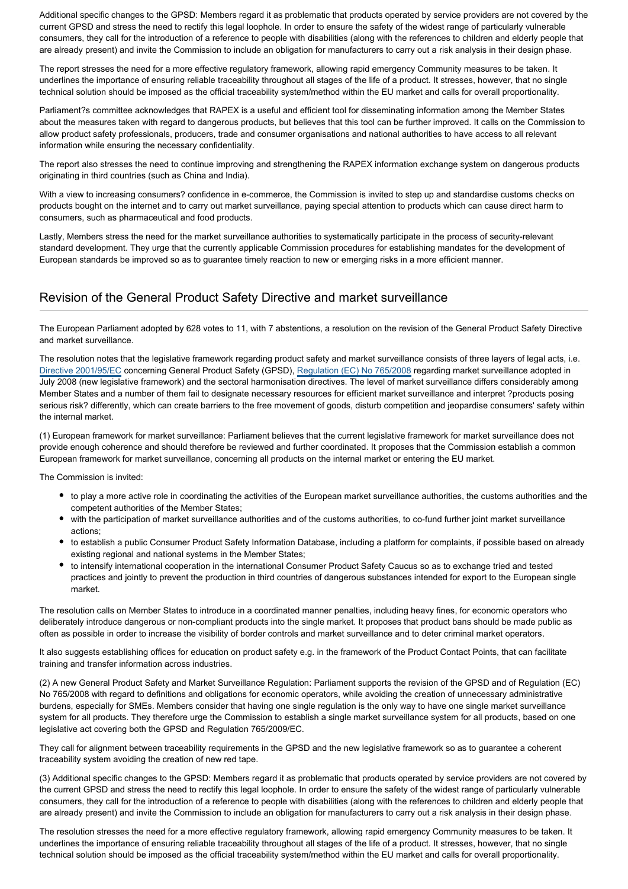Additional specific changes to the GPSD: Members regard it as problematic that products operated by service providers are not covered by the current GPSD and stress the need to rectify this legal loophole. In order to ensure the safety of the widest range of particularly vulnerable consumers, they call for the introduction of a reference to people with disabilities (along with the references to children and elderly people that are already present) and invite the Commission to include an obligation for manufacturers to carry out a risk analysis in their design phase.

The report stresses the need for a more effective regulatory framework, allowing rapid emergency Community measures to be taken. It underlines the importance of ensuring reliable traceability throughout all stages of the life of a product. It stresses, however, that no single technical solution should be imposed as the official traceability system/method within the EU market and calls for overall proportionality.

Parliament?s committee acknowledges that RAPEX is a useful and efficient tool for disseminating information among the Member States about the measures taken with regard to dangerous products, but believes that this tool can be further improved. It calls on the Commission to allow product safety professionals, producers, trade and consumer organisations and national authorities to have access to all relevant information while ensuring the necessary confidentiality.

The report also stresses the need to continue improving and strengthening the RAPEX information exchange system on dangerous products originating in third countries (such as China and India).

With a view to increasing consumers? confidence in e-commerce, the Commission is invited to step up and standardise customs checks on products bought on the internet and to carry out market surveillance, paying special attention to products which can cause direct harm to consumers, such as pharmaceutical and food products.

Lastly, Members stress the need for the market surveillance authorities to systematically participate in the process of security-relevant standard development. They urge that the currently applicable Commission procedures for establishing mandates for the development of European standards be improved so as to guarantee timely reaction to new or emerging risks in a more efficient manner.

## Revision of the General Product Safety Directive and market surveillance

The European Parliament adopted by 628 votes to 11, with 7 abstentions, a resolution on the revision of the General Product Safety Directive and market surveillance.

The resolution notes that the legislative framework regarding product safety and market surveillance consists of three layers of legal acts, i.e. Directive 2001/95/EC concerning General Product Safety (GPSD), Regulation (EC) No 765/2008 regarding market surveillance adopted in July 2008 (new legislative framework) and the sectoral harmonisation directives. The level of market surveillance differs considerably among Member States and a number of them fail to designate necessary resources for efficient market surveillance and interpret ?products posing serious risk? differently, which can create barriers to the free movement of goods, disturb competition and jeopardise consumers' safety within the internal market.

(1) European framework for market surveillance: Parliament believes that the current legislative framework for market surveillance does not provide enough coherence and should therefore be reviewed and further coordinated. It proposes that the Commission establish a common European framework for market surveillance, concerning all products on the internal market or entering the EU market.

The Commission is invited:

- to play a more active role in coordinating the activities of the European market surveillance authorities, the customs authorities and the competent authorities of the Member States;
- with the participation of market surveillance authorities and of the customs authorities, to co-fund further joint market surveillance actions;
- to establish a public Consumer Product Safety Information Database, including a platform for complaints, if possible based on already existing regional and national systems in the Member States;
- to intensify international cooperation in the international Consumer Product Safety Caucus so as to exchange tried and tested practices and jointly to prevent the production in third countries of dangerous substances intended for export to the European single market.

The resolution calls on Member States to introduce in a coordinated manner penalties, including heavy fines, for economic operators who deliberately introduce dangerous or non-compliant products into the single market. It proposes that product bans should be made public as often as possible in order to increase the visibility of border controls and market surveillance and to deter criminal market operators.

It also suggests establishing offices for education on product safety e.g. in the framework of the Product Contact Points, that can facilitate training and transfer information across industries.

(2) A new General Product Safety and Market Surveillance Regulation: Parliament supports the revision of the GPSD and of Regulation (EC) No 765/2008 with regard to definitions and obligations for economic operators, while avoiding the creation of unnecessary administrative burdens, especially for SMEs. Members consider that having one single regulation is the only way to have one single market surveillance system for all products. They therefore urge the Commission to establish a single market surveillance system for all products, based on one legislative act covering both the GPSD and Regulation 765/2009/EC.

They call for alignment between traceability requirements in the GPSD and the new legislative framework so as to guarantee a coherent traceability system avoiding the creation of new red tape.

(3) Additional specific changes to the GPSD: Members regard it as problematic that products operated by service providers are not covered by the current GPSD and stress the need to rectify this legal loophole. In order to ensure the safety of the widest range of particularly vulnerable consumers, they call for the introduction of a reference to people with disabilities (along with the references to children and elderly people that are already present) and invite the Commission to include an obligation for manufacturers to carry out a risk analysis in their design phase.

The resolution stresses the need for a more effective regulatory framework, allowing rapid emergency Community measures to be taken. It underlines the importance of ensuring reliable traceability throughout all stages of the life of a product. It stresses, however, that no single technical solution should be imposed as the official traceability system/method within the EU market and calls for overall proportionality.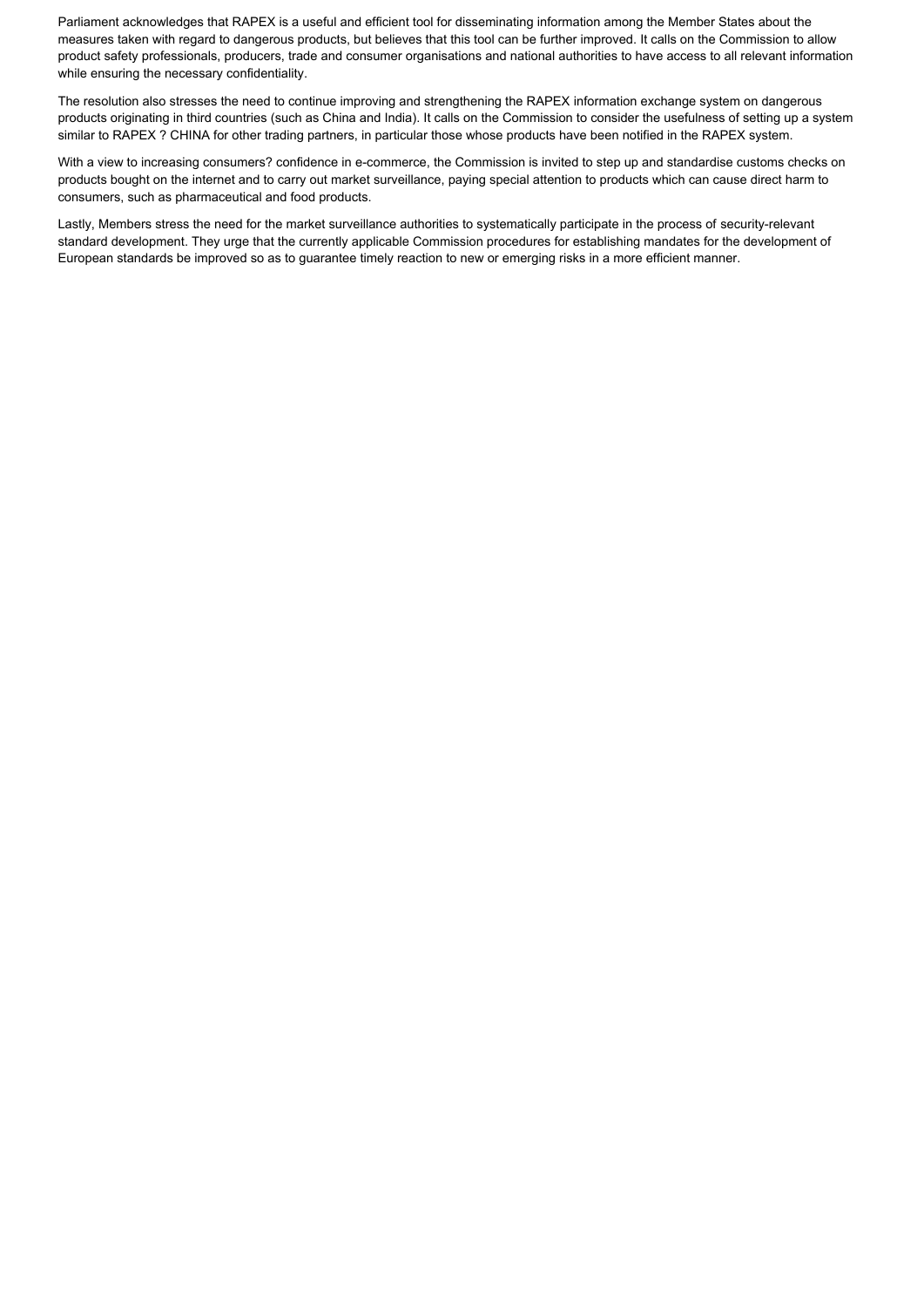Parliament acknowledges that RAPEX is a useful and efficient tool for disseminating information among the Member States about the measures taken with regard to dangerous products, but believes that this tool can be further improved. It calls on the Commission to allow product safety professionals, producers, trade and consumer organisations and national authorities to have access to all relevant information while ensuring the necessary confidentiality.

The resolution also stresses the need to continue improving and strengthening the RAPEX information exchange system on dangerous products originating in third countries (such as China and India). It calls on the Commission to consider the usefulness of setting up a system similar to RAPEX ? CHINA for other trading partners, in particular those whose products have been notified in the RAPEX system.

With a view to increasing consumers? confidence in e-commerce, the Commission is invited to step up and standardise customs checks on products bought on the internet and to carry out market surveillance, paying special attention to products which can cause direct harm to consumers, such as pharmaceutical and food products.

Lastly, Members stress the need for the market surveillance authorities to systematically participate in the process of security-relevant standard development. They urge that the currently applicable Commission procedures for establishing mandates for the development of European standards be improved so as to guarantee timely reaction to new or emerging risks in a more efficient manner.